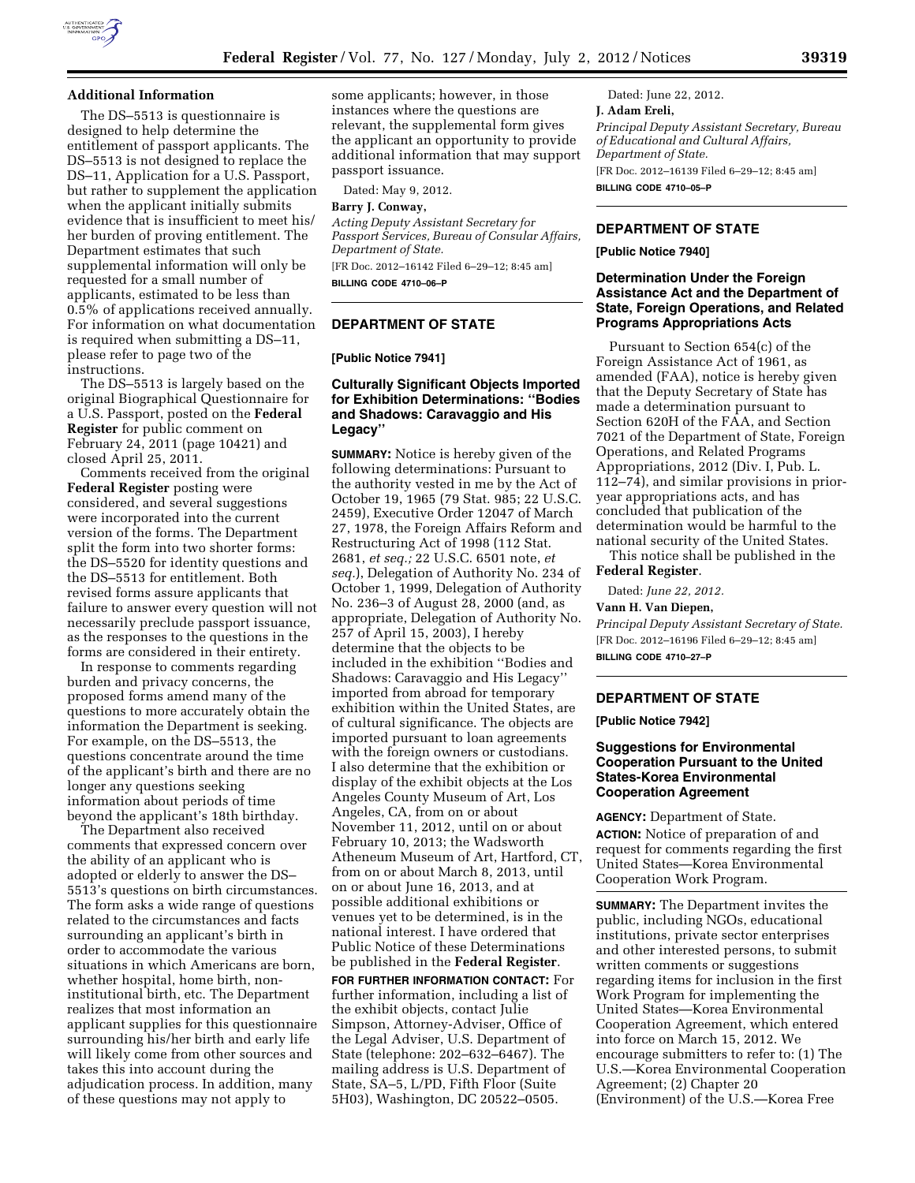### Additional Information

The DS–5513 is questionnaire is designed to help determine the entitlement of passport applicants. The DS–5513 is not designed to replace the DS–11, Application for a U.S. Passport, but rather to supplement the application when the applicant initially submits evidence that is insufficient to meet his/her burden of proving entitlement. The Department estimates that such supplemental information will only be requested for a small number of applicants, estimated to be less than 0.5% of applications received annually. For information on what documentation is required when submitting a DS–11, please refer to page two of the instructions.

The DS–5513 is largely based on the original Biographical Questionnaire for a U.S. Passport, posted on the **Federal Register** for public comment on February 24, 2011 (page 10421) and closed April 25, 2011.

Comments received from the original **Federal Register** posting were considered, and several suggestions were incorporated into the current version of the forms. The Department split the form into two shorter forms: the DS–5520 for identity questions and the DS–5513 for entitlement. Both revised forms assure applicants that failure to answer every question will not necessarily preclude passport issuance, as the responses to the questions in the forms are considered in their entirety.

In response to comments regarding burden and privacy concerns, the proposed forms amend many of the questions to more accurately obtain the information the Department is seeking. For example, on the DS–5513, the questions concentrate around the time of the applicant's birth and there are no longer any questions seeking information about periods of time beyond the applicant's 18th birthday.

The Department also received comments that expressed concern over the ability of an applicant who is adopted or elderly to answer the DS–5513's questions on birth circumstances. The form asks a wide range of questions related to the circumstances and facts surrounding an applicant's birth in order to accommodate the various situations in which Americans are born, whether hospital, home birth, non-institutional birth, etc. The Department realizes that most information an applicant supplies for this questionnaire surrounding his/her birth and early life will likely come from other sources and takes this into account during the adjudication process. In addition, many of these questions may not apply to some applicants; however, in those instances where the questions are relevant, the supplemental form gives the applicant an opportunity to provide additional information that may support passport issuance.

Dated: May 9, 2012.

**Barry J. Conway,**

*Acting Deputy Assistant Secretary for Passport Services, Bureau of Consular Affairs, Department of State.*

[FR Doc. 2012–16142 Filed 6–29–12; 8:45 am]

**BILLING CODE 4710–06–P**

---

## DEPARTMENT OF STATE

**[Public Notice 7941]**

### Culturally Significant Objects Imported for Exhibition Determinations: ''Bodies and Shadows: Caravaggio and His Legacy''

**SUMMARY:** Notice is hereby given of the following determinations: Pursuant to the authority vested in me by the Act of October 19, 1965 (79 Stat. 985; 22 U.S.C. 2459), Executive Order 12047 of March 27, 1978, the Foreign Affairs Reform and Restructuring Act of 1998 (112 Stat. 2681, *et seq.;* 22 U.S.C. 6501 note, *et seq.*), Delegation of Authority No. 234 of October 1, 1999, Delegation of Authority No. 236–3 of August 28, 2000 (and, as appropriate, Delegation of Authority No. 257 of April 15, 2003), I hereby determine that the objects to be included in the exhibition ''Bodies and Shadows: Caravaggio and His Legacy'' imported from abroad for temporary exhibition within the United States, are of cultural significance. The objects are imported pursuant to loan agreements with the foreign owners or custodians. I also determine that the exhibition or display of the exhibit objects at the Los Angeles County Museum of Art, Los Angeles, CA, from on or about November 11, 2012, until on or about February 10, 2013; the Wadsworth Atheneum Museum of Art, Hartford, CT, from on or about March 8, 2013, until on or about June 16, 2013, and at possible additional exhibitions or venues yet to be determined, is in the national interest. I have ordered that Public Notice of these Determinations be published in the **Federal Register**.

**FOR FURTHER INFORMATION CONTACT:** For further information, including a list of the exhibit objects, contact Julie Simpson, Attorney-Adviser, Office of the Legal Adviser, U.S. Department of State (telephone: 202–632–6467). The mailing address is U.S. Department of State, SA–5, L/PD, Fifth Floor (Suite 5H03), Washington, DC 20522–0505.

Dated: June 22, 2012.

**J. Adam Ereli,**

*Principal Deputy Assistant Secretary, Bureau of Educational and Cultural Affairs, Department of State.*

[FR Doc. 2012–16139 Filed 6–29–12; 8:45 am]

**BILLING CODE 4710–05–P**

---

## DEPARTMENT OF STATE

**[Public Notice 7940]**

### Determination Under the Foreign Assistance Act and the Department of State, Foreign Operations, and Related Programs Appropriations Acts

Pursuant to Section 654(c) of the Foreign Assistance Act of 1961, as amended (FAA), notice is hereby given that the Deputy Secretary of State has made a determination pursuant to Section 620H of the FAA, and Section 7021 of the Department of State, Foreign Operations, and Related Programs Appropriations, 2012 (Div. I, Pub. L. 112–74), and similar provisions in prior-year appropriations acts, and has concluded that publication of the determination would be harmful to the national security of the United States.

This notice shall be published in the **Federal Register**.

Dated: *June 22, 2012.*

**Vann H. Van Diepen,**

*Principal Deputy Assistant Secretary of State.*

[FR Doc. 2012–16196 Filed 6–29–12; 8:45 am]

**BILLING CODE 4710–27–P**

---

## DEPARTMENT OF STATE

**[Public Notice 7942]**

### Suggestions for Environmental Cooperation Pursuant to the United States-Korea Environmental Cooperation Agreement

**AGENCY:** Department of State.

**ACTION:** Notice of preparation of and request for comments regarding the first United States—Korea Environmental Cooperation Work Program.

**SUMMARY:** The Department invites the public, including NGOs, educational institutions, private sector enterprises and other interested persons, to submit written comments or suggestions regarding items for inclusion in the first Work Program for implementing the United States—Korea Environmental Cooperation Agreement, which entered into force on March 15, 2012. We encourage submitters to refer to: (1) The U.S.—Korea Environmental Cooperation Agreement; (2) Chapter 20 (Environment) of the U.S.—Korea Free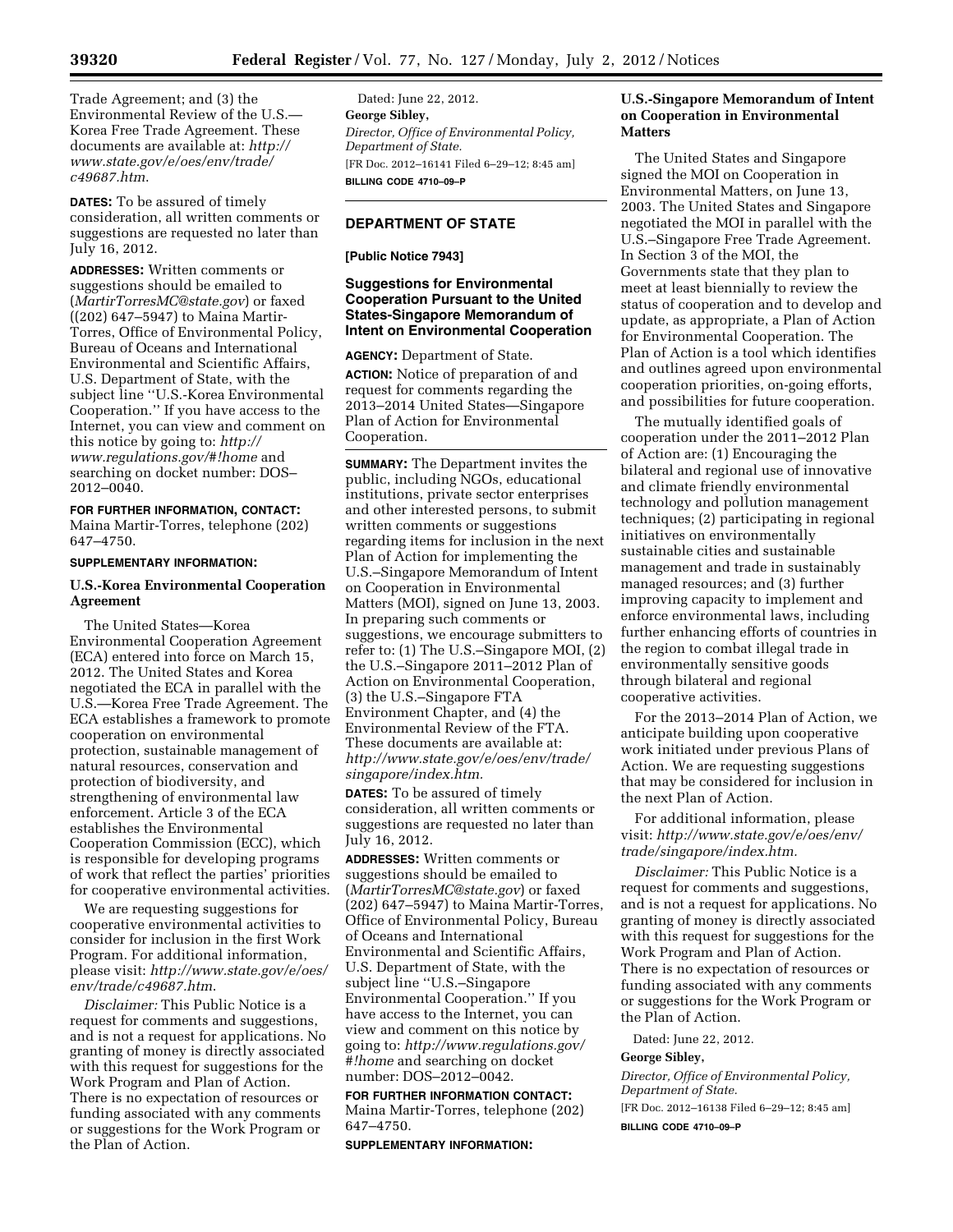Trade Agreement; and (3) the Environmental Review of the U.S.—Korea Free Trade Agreement. These documents are available at: *http://www.state.gov/e/oes/env/trade/c49687.htm*.

**DATES:** To be assured of timely consideration, all written comments or suggestions are requested no later than July 16, 2012.

**ADDRESSES:** Written comments or suggestions should be emailed to (*MartirTorresMC@state.gov*) or faxed ((202) 647–5947) to Maina Martir-Torres, Office of Environmental Policy, Bureau of Oceans and International Environmental and Scientific Affairs, U.S. Department of State, with the subject line ''U.S.-Korea Environmental Cooperation.'' If you have access to the Internet, you can view and comment on this notice by going to: *http://www.regulations.gov/#!home* and searching on docket number: DOS–2012–0040.

**FOR FURTHER INFORMATION, CONTACT:** Maina Martir-Torres, telephone (202) 647–4750.

**SUPPLEMENTARY INFORMATION:**

### U.S.-Korea Environmental Cooperation Agreement

The United States—Korea Environmental Cooperation Agreement (ECA) entered into force on March 15, 2012. The United States and Korea negotiated the ECA in parallel with the U.S.—Korea Free Trade Agreement. The ECA establishes a framework to promote cooperation on environmental protection, sustainable management of natural resources, conservation and protection of biodiversity, and strengthening of environmental law enforcement. Article 3 of the ECA establishes the Environmental Cooperation Commission (ECC), which is responsible for developing programs of work that reflect the parties' priorities for cooperative environmental activities.

We are requesting suggestions for cooperative environmental activities to consider for inclusion in the first Work Program. For additional information, please visit: *http://www.state.gov/e/oes/env/trade/c49687.htm*.

*Disclaimer:* This Public Notice is a request for comments and suggestions, and is not a request for applications. No granting of money is directly associated with this request for suggestions for the Work Program and Plan of Action. There is no expectation of resources or funding associated with any comments or suggestions for the Work Program or the Plan of Action.

Dated: June 22, 2012.

**George Sibley,**

*Director, Office of Environmental Policy, Department of State.*

[FR Doc. 2012–16141 Filed 6–29–12; 8:45 am]

**BILLING CODE 4710–09–P**

## DEPARTMENT OF STATE

**[Public Notice 7943]**

### Suggestions for Environmental Cooperation Pursuant to the United States-Singapore Memorandum of Intent on Environmental Cooperation

**AGENCY:** Department of State.

**ACTION:** Notice of preparation of and request for comments regarding the 2013–2014 United States—Singapore Plan of Action for Environmental Cooperation.

**SUMMARY:** The Department invites the public, including NGOs, educational institutions, private sector enterprises and other interested persons, to submit written comments or suggestions regarding items for inclusion in the next Plan of Action for implementing the U.S.–Singapore Memorandum of Intent on Cooperation in Environmental Matters (MOI), signed on June 13, 2003. In preparing such comments or suggestions, we encourage submitters to refer to: (1) The U.S.–Singapore MOI, (2) the U.S.–Singapore 2011–2012 Plan of Action on Environmental Cooperation, (3) the U.S.–Singapore FTA Environment Chapter, and (4) the Environmental Review of the FTA. These documents are available at: *http://www.state.gov/e/oes/env/trade/singapore/index.htm*.

**DATES:** To be assured of timely consideration, all written comments or suggestions are requested no later than July 16, 2012.

**ADDRESSES:** Written comments or suggestions should be emailed to (*MartirTorresMC@state.gov*) or faxed (202) 647–5947) to Maina Martir-Torres, Office of Environmental Policy, Bureau of Oceans and International Environmental and Scientific Affairs, U.S. Department of State, with the subject line ''U.S.–Singapore Environmental Cooperation.'' If you have access to the Internet, you can view and comment on this notice by going to: *http://www.regulations.gov/#!home* and searching on docket number: DOS–2012–0042.

**FOR FURTHER INFORMATION CONTACT:** Maina Martir-Torres, telephone (202) 647–4750.

**SUPPLEMENTARY INFORMATION:**

### U.S.-Singapore Memorandum of Intent on Cooperation in Environmental Matters

The United States and Singapore signed the MOI on Cooperation in Environmental Matters, on June 13, 2003. The United States and Singapore negotiated the MOI in parallel with the U.S.–Singapore Free Trade Agreement. In Section 3 of the MOI, the Governments state that they plan to meet at least biennially to review the status of cooperation and to develop and update, as appropriate, a Plan of Action for Environmental Cooperation. The Plan of Action is a tool which identifies and outlines agreed upon environmental cooperation priorities, on-going efforts, and possibilities for future cooperation.

The mutually identified goals of cooperation under the 2011–2012 Plan of Action are: (1) Encouraging the bilateral and regional use of innovative and climate friendly environmental technology and pollution management techniques; (2) participating in regional initiatives on environmentally sustainable cities and sustainable management and trade in sustainably managed resources; and (3) further improving capacity to implement and enforce environmental laws, including further enhancing efforts of countries in the region to combat illegal trade in environmentally sensitive goods through bilateral and regional cooperative activities.

For the 2013–2014 Plan of Action, we anticipate building upon cooperative work initiated under previous Plans of Action. We are requesting suggestions that may be considered for inclusion in the next Plan of Action.

For additional information, please visit: *http://www.state.gov/e/oes/env/trade/singapore/index.htm.*

*Disclaimer:* This Public Notice is a request for comments and suggestions, and is not a request for applications. No granting of money is directly associated with this request for suggestions for the Work Program and Plan of Action. There is no expectation of resources or funding associated with any comments or suggestions for the Work Program or the Plan of Action.

Dated: June 22, 2012.

**George Sibley,**

*Director, Office of Environmental Policy, Department of State.*

[FR Doc. 2012–16138 Filed 6–29–12; 8:45 am]

**BILLING CODE 4710–09–P**